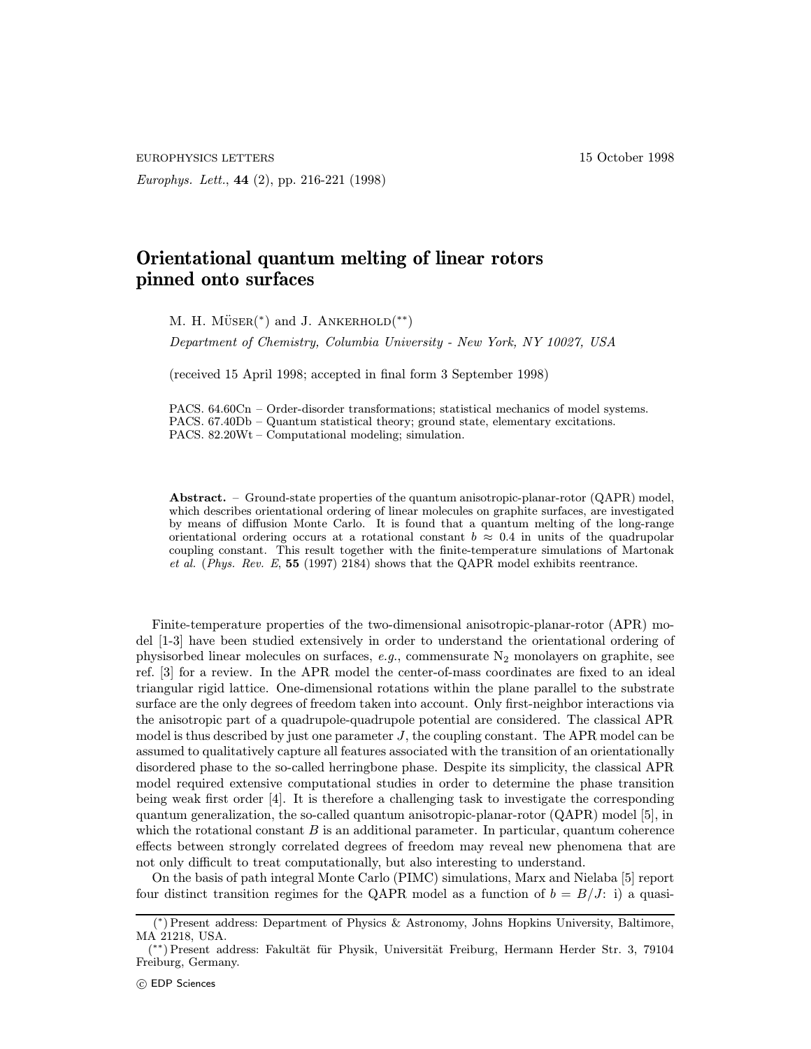EUROPHYSICS LETTERS 15 October 1998

*Europhys. Lett.*, **44** (2), pp. 216-221 (1998)

# Orientational quantum melting of linear rotors pinned onto surfaces

M. H. Müser(*) and J. Ankerhold(**)

*Department of Chemistry, Columbia University - New York, NY 10027, USA*

(received 15 April 1998; accepted in final form 3 September 1998)

PACS. 64.60Cn – Order-disorder transformations; statistical mechanics of model systems.
PACS. 67.40Db – Quantum statistical theory; ground state, elementary excitations.
PACS. 82.20Wt – Computational modeling; simulation.

**Abstract.** – Ground-state properties of the quantum anisotropic-planar-rotor (QAPR) model, which describes orientational ordering of linear molecules on graphite surfaces, are investigated by means of diffusion Monte Carlo. It is found that a quantum melting of the long-range orientational ordering occurs at a rotational constant $b \approx 0.4$ in units of the quadrupolar coupling constant. This result together with the finite-temperature simulations of Martonak *et al.* (*Phys. Rev. E*, **55** (1997) 2184) shows that the QAPR model exhibits reentrance.

Finite-temperature properties of the two-dimensional anisotropic-planar-rotor (APR) model [1-3] have been studied extensively in order to understand the orientational ordering of physisorbed linear molecules on surfaces, *e.g.*, commensurate $N_2$ monolayers on graphite, see ref. [3] for a review. In the APR model the center-of-mass coordinates are fixed to an ideal triangular rigid lattice. One-dimensional rotations within the plane parallel to the substrate surface are the only degrees of freedom taken into account. Only first-neighbor interactions via the anisotropic part of a quadrupole-quadrupole potential are considered. The classical APR model is thus described by just one parameter $J$, the coupling constant. The APR model can be assumed to qualitatively capture all features associated with the transition of an orientationally disordered phase to the so-called herringbone phase. Despite its simplicity, the classical APR model required extensive computational studies in order to determine the phase transition being weak first order [4]. It is therefore a challenging task to investigate the corresponding quantum generalization, the so-called quantum anisotropic-planar-rotor (QAPR) model [5], in which the rotational constant $B$ is an additional parameter. In particular, quantum coherence effects between strongly correlated degrees of freedom may reveal new phenomena that are not only difficult to treat computationally, but also interesting to understand.

On the basis of path integral Monte Carlo (PIMC) simulations, Marx and Nielaba [5] report four distinct transition regimes for the QAPR model as a function of $b = B/J$: i) a quasi-

(*) Present address: Department of Physics & Astronomy, Johns Hopkins University, Baltimore, MA 21218, USA.

(**) Present address: Fakultät für Physik, Universität Freiburg, Hermann Herder Str. 3, 79104 Freiburg, Germany.

© EDP Sciences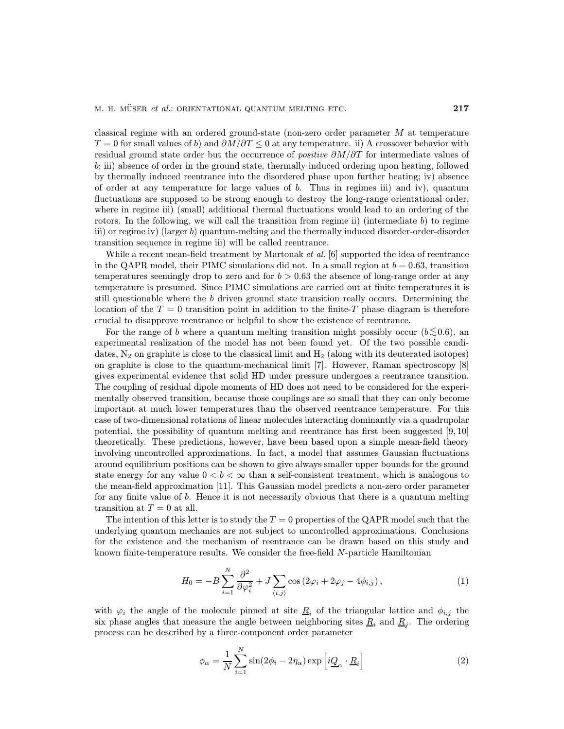classical regime with an ordered ground-state (non-zero order parameter $M$ at temperature $T = 0$ for small values of $b$) and $\partial M/\partial T \leq 0$ at any temperature. ii) A crossover behavior with residual ground state order but the occurrence of *positive* $\partial M/\partial T$ for intermediate values of $b$; iii) absence of order in the ground state, thermally induced ordering upon heating, followed by thermally induced reentrance into the disordered phase upon further heating; iv) absence of order at any temperature for large values of $b$. Thus in regimes iii) and iv), quantum fluctuations are supposed to be strong enough to destroy the long-range orientational order, where in regime iii) (small) additional thermal fluctuations would lead to an ordering of the rotors. In the following, we will call the transition from regime ii) (intermediate $b$) to regime iii) or regime iv) (larger $b$) quantum-melting and the thermally induced disorder-order-disorder transition sequence in regime iii) will be called reentrance.

While a recent mean-field treatment by Martonak *et al.* [6] supported the idea of reentrance in the QAPR model, their PIMC simulations did not. In a small region at $b = 0.63$, transition temperatures seemingly drop to zero and for $b > 0.63$ the absence of long-range order at any temperature is presumed. Since PIMC simulations are carried out at finite temperatures it is still questionable where the $b$ driven ground state transition really occurs. Determining the location of the $T = 0$ transition point in addition to the finite-$T$ phase diagram is therefore crucial to disapprove reentrance or helpful to show the existence of reentrance.

For the range of $b$ where a quantum melting transition might possibly occur ($b \lesssim 0.6$), an experimental realization of the model has not been found yet. Of the two possible candidates, $N_2$ on graphite is close to the classical limit and $H_2$ (along with its deuterated isotopes) on graphite is close to the quantum-mechanical limit [7]. However, Raman spectroscopy [8] gives experimental evidence that solid HD under pressure undergoes a reentrance transition. The coupling of residual dipole moments of HD does not need to be considered for the experimentally observed transition, because those couplings are so small that they can only become important at much lower temperatures than the observed reentrance temperature. For this case of two-dimensional rotations of linear molecules interacting dominantly via a quadrupolar potential, the possibility of quantum melting and reentrance has first been suggested [9, 10] theoretically. These predictions, however, have been based upon a simple mean-field theory involving uncontrolled approximations. In fact, a model that assumes Gaussian fluctuations around equilibrium positions can be shown to give always smaller upper bounds for the ground state energy for any value $0 < b < \infty$ than a self-consistent treatment, which is analogous to the mean-field approximation [11]. This Gaussian model predicts a non-zero order parameter for any finite value of $b$. Hence it is not necessarily obvious that there is a quantum melting transition at $T = 0$ at all.

The intention of this letter is to study the $T = 0$ properties of the QAPR model such that the underlying quantum mechanics are not subject to uncontrolled approximations. Conclusions for the existence and the mechanism of reentrance can be drawn based on this study and known finite-temperature results. We consider the free-field $N$-particle Hamiltonian

$$H_0 = -B \sum_{i=1}^{N} \frac{\partial^2}{\partial \varphi_i^2} + J \sum_{\langle i,j \rangle} \cos\left(2\varphi_i + 2\varphi_j - 4\phi_{i,j}\right), \tag{1}$$

with $\varphi_i$ the angle of the molecule pinned at site $\underline{R}_i$ of the triangular lattice and $\phi_{i,j}$ the six phase angles that measure the angle between neighboring sites $\underline{R}_i$ and $\underline{R}_j$. The ordering process can be described by a three-component order parameter

$$\phi_\alpha = \frac{1}{N} \sum_{i=1}^{N} \sin(2\phi_i - 2\eta_\alpha) \exp\left[i\underline{Q}_\alpha \cdot \underline{R}_i\right] \tag{2}$$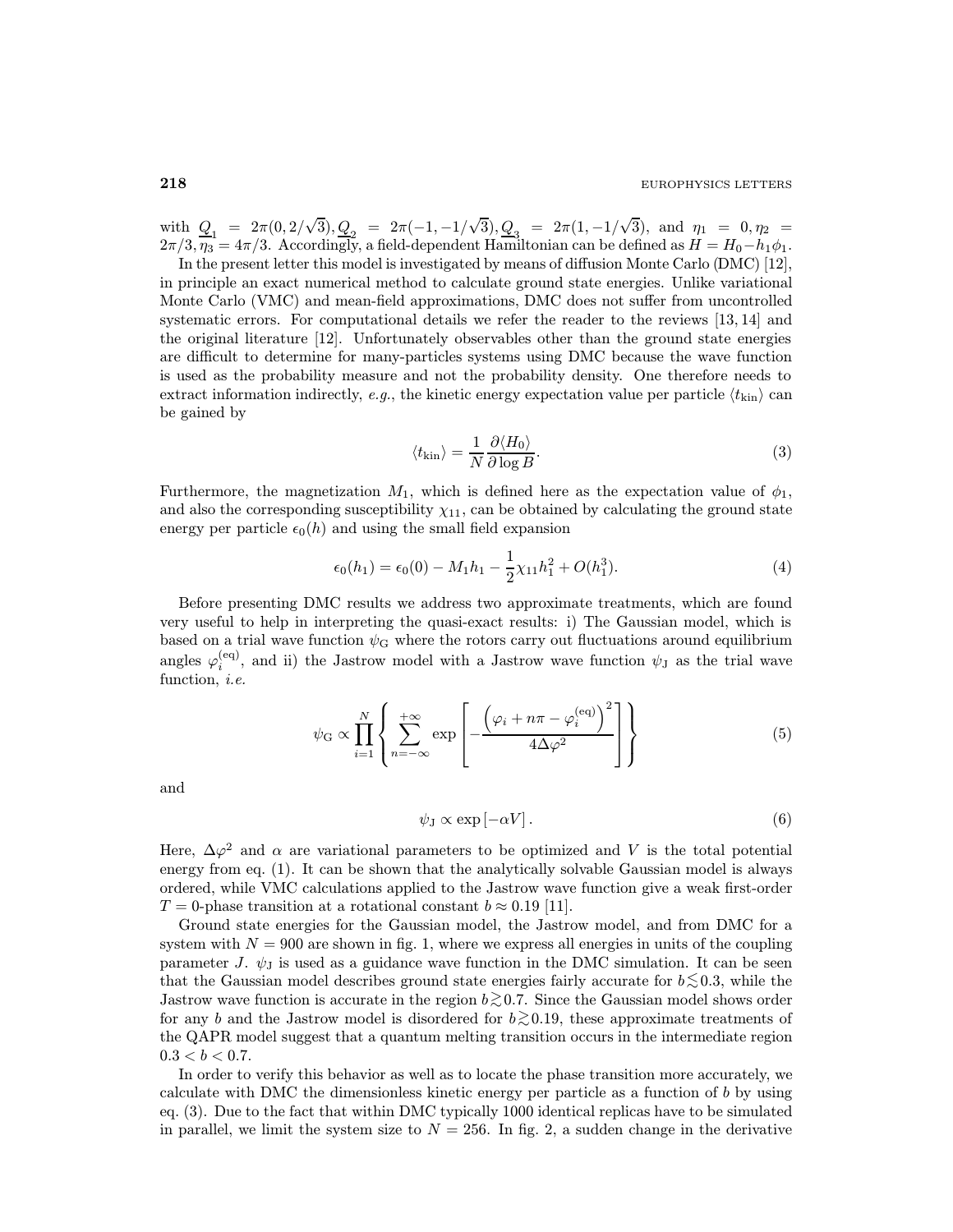with $\underline{Q}_1 = 2\pi(0, 2/\sqrt{3}), \underline{Q}_2 = 2\pi(-1, -1/\sqrt{3}), \underline{Q}_3 = 2\pi(1, -1/\sqrt{3})$, and $\eta_1 = 0, \eta_2 = 2\pi/3, \eta_3 = 4\pi/3$. Accordingly, a field-dependent Hamiltonian can be defined as $H = H_0 - h_1\phi_1$.

In the present letter this model is investigated by means of diffusion Monte Carlo (DMC) [12], in principle an exact numerical method to calculate ground state energies. Unlike variational Monte Carlo (VMC) and mean-field approximations, DMC does not suffer from uncontrolled systematic errors. For computational details we refer the reader to the reviews [13, 14] and the original literature [12]. Unfortunately observables other than the ground state energies are difficult to determine for many-particles systems using DMC because the wave function is used as the probability measure and not the probability density. One therefore needs to extract information indirectly, *e.g.*, the kinetic energy expectation value per particle $\langle t_{\rm kin}\rangle$ can be gained by

$$\langle t_{\rm kin}\rangle = \frac{1}{N}\frac{\partial\langle H_0\rangle}{\partial \log B}. \tag{3}$$

Furthermore, the magnetization $M_1$, which is defined here as the expectation value of $\phi_1$, and also the corresponding susceptibility $\chi_{11}$, can be obtained by calculating the ground state energy per particle $\epsilon_0(h)$ and using the small field expansion

$$\epsilon_0(h_1) = \epsilon_0(0) - M_1 h_1 - \frac{1}{2}\chi_{11}h_1^2 + O(h_1^3). \tag{4}$$

Before presenting DMC results we address two approximate treatments, which are found very useful to help in interpreting the quasi-exact results: i) The Gaussian model, which is based on a trial wave function $\psi_{\rm G}$ where the rotors carry out fluctuations around equilibrium angles $\varphi_i^{(\rm eq)}$, and ii) the Jastrow model with a Jastrow wave function $\psi_{\rm J}$ as the trial wave function, *i.e.*

$$\psi_{\rm G} \propto \prod_{i=1}^{N}\left\{\sum_{n=-\infty}^{+\infty}\exp\left[-\frac{\left(\varphi_i + n\pi - \varphi_i^{(\rm eq)}\right)^2}{4\Delta\varphi^2}\right]\right\} \tag{5}$$

and

$$\psi_{\rm J} \propto \exp\left[-\alpha V\right]. \tag{6}$$

Here, $\Delta\varphi^2$ and $\alpha$ are variational parameters to be optimized and $V$ is the total potential energy from eq. (1). It can be shown that the analytically solvable Gaussian model is always ordered, while VMC calculations applied to the Jastrow wave function give a weak first-order $T = 0$-phase transition at a rotational constant $b \approx 0.19$ [11].

Ground state energies for the Gaussian model, the Jastrow model, and from DMC for a system with $N = 900$ are shown in fig. 1, where we express all energies in units of the coupling parameter $J$. $\psi_{\rm J}$ is used as a guidance wave function in the DMC simulation. It can be seen that the Gaussian model describes ground state energies fairly accurate for $b \lesssim 0.3$, while the Jastrow wave function is accurate in the region $b \gtrsim 0.7$. Since the Gaussian model shows order for any $b$ and the Jastrow model is disordered for $b \gtrsim 0.19$, these approximate treatments of the QAPR model suggest that a quantum melting transition occurs in the intermediate region $0.3 < b < 0.7$.

In order to verify this behavior as well as to locate the phase transition more accurately, we calculate with DMC the dimensionless kinetic energy per particle as a function of $b$ by using eq. (3). Due to the fact that within DMC typically 1000 identical replicas have to be simulated in parallel, we limit the system size to $N = 256$. In fig. 2, a sudden change in the derivative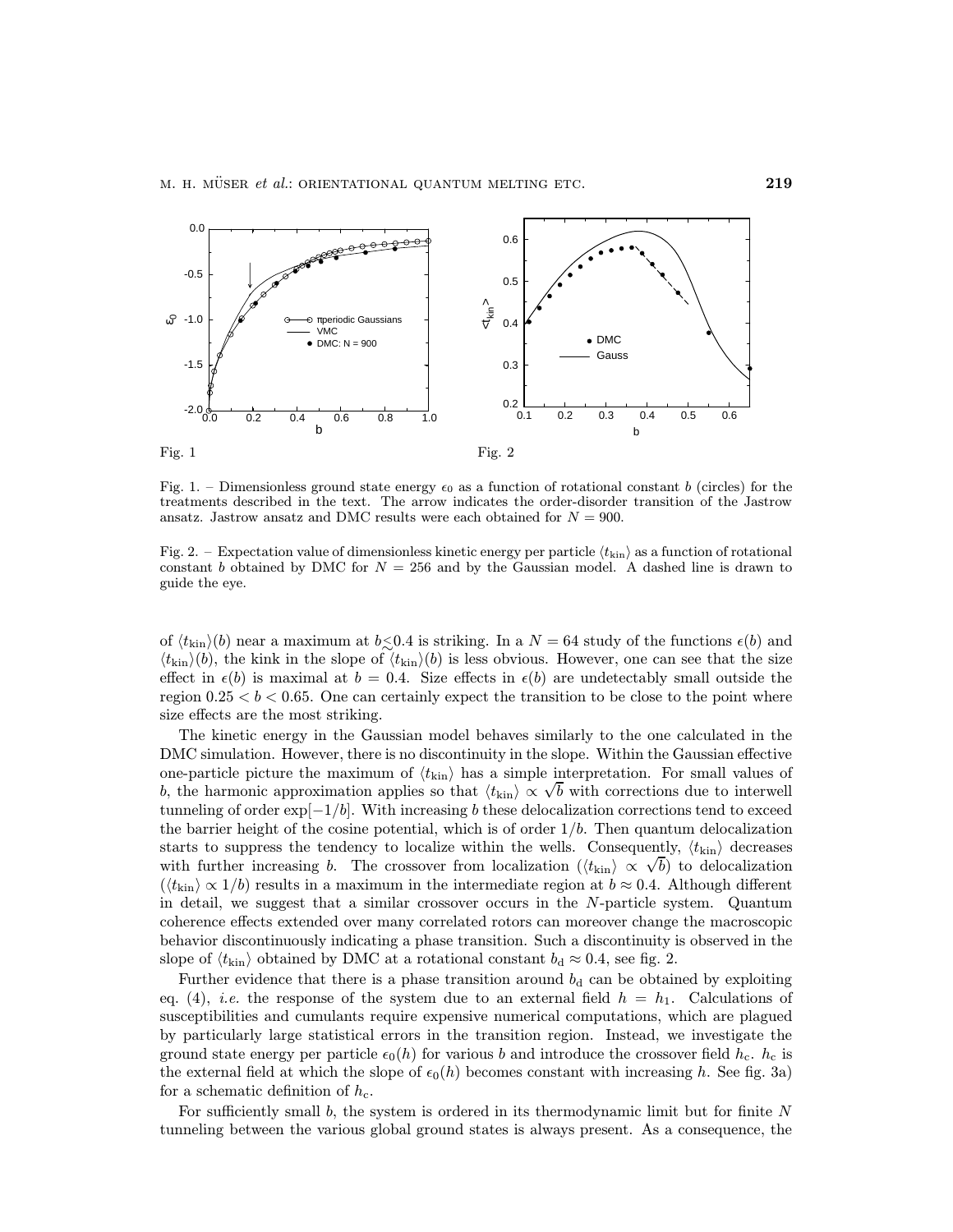Fig. 1

Fig. 2

Fig. 1. – Dimensionless ground state energy $\epsilon_0$ as a function of rotational constant $b$ (circles) for the treatments described in the text. The arrow indicates the order-disorder transition of the Jastrow ansatz. Jastrow ansatz and DMC results were each obtained for $N = 900$.

Fig. 2. – Expectation value of dimensionless kinetic energy per particle $\langle t_{\rm kin}\rangle$ as a function of rotational constant $b$ obtained by DMC for $N = 256$ and by the Gaussian model. A dashed line is drawn to guide the eye.

of $\langle t_{\rm kin}\rangle(b)$ near a maximum at $b \lesssim 0.4$ is striking. In a $N = 64$ study of the functions $\epsilon(b)$ and $\langle t_{\rm kin}\rangle(b)$, the kink in the slope of $\langle t_{\rm kin}\rangle(b)$ is less obvious. However, one can see that the size effect in $\epsilon(b)$ is maximal at $b = 0.4$. Size effects in $\epsilon(b)$ are undetectably small outside the region $0.25 < b < 0.65$. One can certainly expect the transition to be close to the point where size effects are the most striking.

The kinetic energy in the Gaussian model behaves similarly to the one calculated in the DMC simulation. However, there is no discontinuity in the slope. Within the Gaussian effective one-particle picture the maximum of $\langle t_{\rm kin}\rangle$ has a simple interpretation. For small values of $b$, the harmonic approximation applies so that $\langle t_{\rm kin}\rangle \propto \sqrt{b}$ with corrections due to interwell tunneling of order $\exp[-1/b]$. With increasing $b$ these delocalization corrections tend to exceed the barrier height of the cosine potential, which is of order $1/b$. Then quantum delocalization starts to suppress the tendency to localize within the wells. Consequently, $\langle t_{\rm kin}\rangle$ decreases with further increasing $b$. The crossover from localization ($\langle t_{\rm kin}\rangle \propto \sqrt{b}$) to delocalization ($\langle t_{\rm kin}\rangle \propto 1/b$) results in a maximum in the intermediate region at $b \approx 0.4$. Although different in detail, we suggest that a similar crossover occurs in the $N$-particle system. Quantum coherence effects extended over many correlated rotors can moreover change the macroscopic behavior discontinuously indicating a phase transition. Such a discontinuity is observed in the slope of $\langle t_{\rm kin}\rangle$ obtained by DMC at a rotational constant $b_{\rm d} \approx 0.4$, see fig. 2.

Further evidence that there is a phase transition around $b_{\rm d}$ can be obtained by exploiting eq. (4), *i.e.* the response of the system due to an external field $h = h_1$. Calculations of susceptibilities and cumulants require expensive numerical computations, which are plagued by particularly large statistical errors in the transition region. Instead, we investigate the ground state energy per particle $\epsilon_0(h)$ for various $b$ and introduce the crossover field $h_{\rm c}$. $h_{\rm c}$ is the external field at which the slope of $\epsilon_0(h)$ becomes constant with increasing $h$. See fig. 3a) for a schematic definition of $h_{\rm c}$.

For sufficiently small $b$, the system is ordered in its thermodynamic limit but for finite $N$ tunneling between the various global ground states is always present. As a consequence, the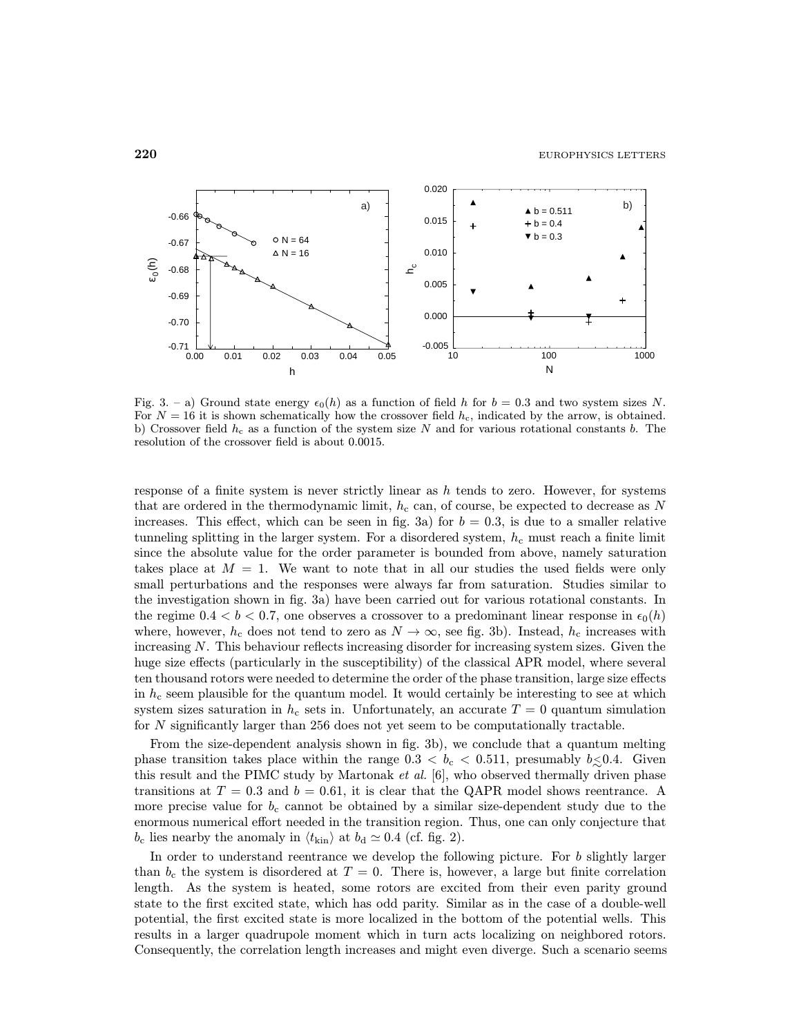Fig. 3. – a) Ground state energy $\epsilon_0(h)$ as a function of field $h$ for $b = 0.3$ and two system sizes $N$. For $N = 16$ it is shown schematically how the crossover field $h_c$, indicated by the arrow, is obtained. b) Crossover field $h_c$ as a function of the system size $N$ and for various rotational constants $b$. The resolution of the crossover field is about 0.0015.

response of a finite system is never strictly linear as $h$ tends to zero. However, for systems that are ordered in the thermodynamic limit, $h_c$ can, of course, be expected to decrease as $N$ increases. This effect, which can be seen in fig. 3a) for $b = 0.3$, is due to a smaller relative tunneling splitting in the larger system. For a disordered system, $h_c$ must reach a finite limit since the absolute value for the order parameter is bounded from above, namely saturation takes place at $M = 1$. We want to note that in all our studies the used fields were only small perturbations and the responses were always far from saturation. Studies similar to the investigation shown in fig. 3a) have been carried out for various rotational constants. In the regime $0.4 < b < 0.7$, one observes a crossover to a predominant linear response in $\epsilon_0(h)$ where, however, $h_c$ does not tend to zero as $N \to \infty$, see fig. 3b). Instead, $h_c$ increases with increasing $N$. This behaviour reflects increasing disorder for increasing system sizes. Given the huge size effects (particularly in the susceptibility) of the classical APR model, where several ten thousand rotors were needed to determine the order of the phase transition, large size effects in $h_c$ seem plausible for the quantum model. It would certainly be interesting to see at which system sizes saturation in $h_c$ sets in. Unfortunately, an accurate $T = 0$ quantum simulation for $N$ significantly larger than 256 does not yet seem to be computationally tractable.

From the size-dependent analysis shown in fig. 3b), we conclude that a quantum melting phase transition takes place within the range $0.3 < b_c < 0.511$, presumably $b \lesssim 0.4$. Given this result and the PIMC study by Martonak *et al.* [6], who observed thermally driven phase transitions at $T = 0.3$ and $b = 0.61$, it is clear that the QAPR model shows reentrance. A more precise value for $b_c$ cannot be obtained by a similar size-dependent study due to the enormous numerical effort needed in the transition region. Thus, one can only conjecture that $b_c$ lies nearby the anomaly in $\langle t_{\mathrm{kin}} \rangle$ at $b_d \simeq 0.4$ (cf. fig. 2).

In order to understand reentrance we develop the following picture. For $b$ slightly larger than $b_c$ the system is disordered at $T = 0$. There is, however, a large but finite correlation length. As the system is heated, some rotors are excited from their even parity ground state to the first excited state, which has odd parity. Similar as in the case of a double-well potential, the first excited state is more localized in the bottom of the potential wells. This results in a larger quadrupole moment which in turn acts localizing on neighbored rotors. Consequently, the correlation length increases and might even diverge. Such a scenario seems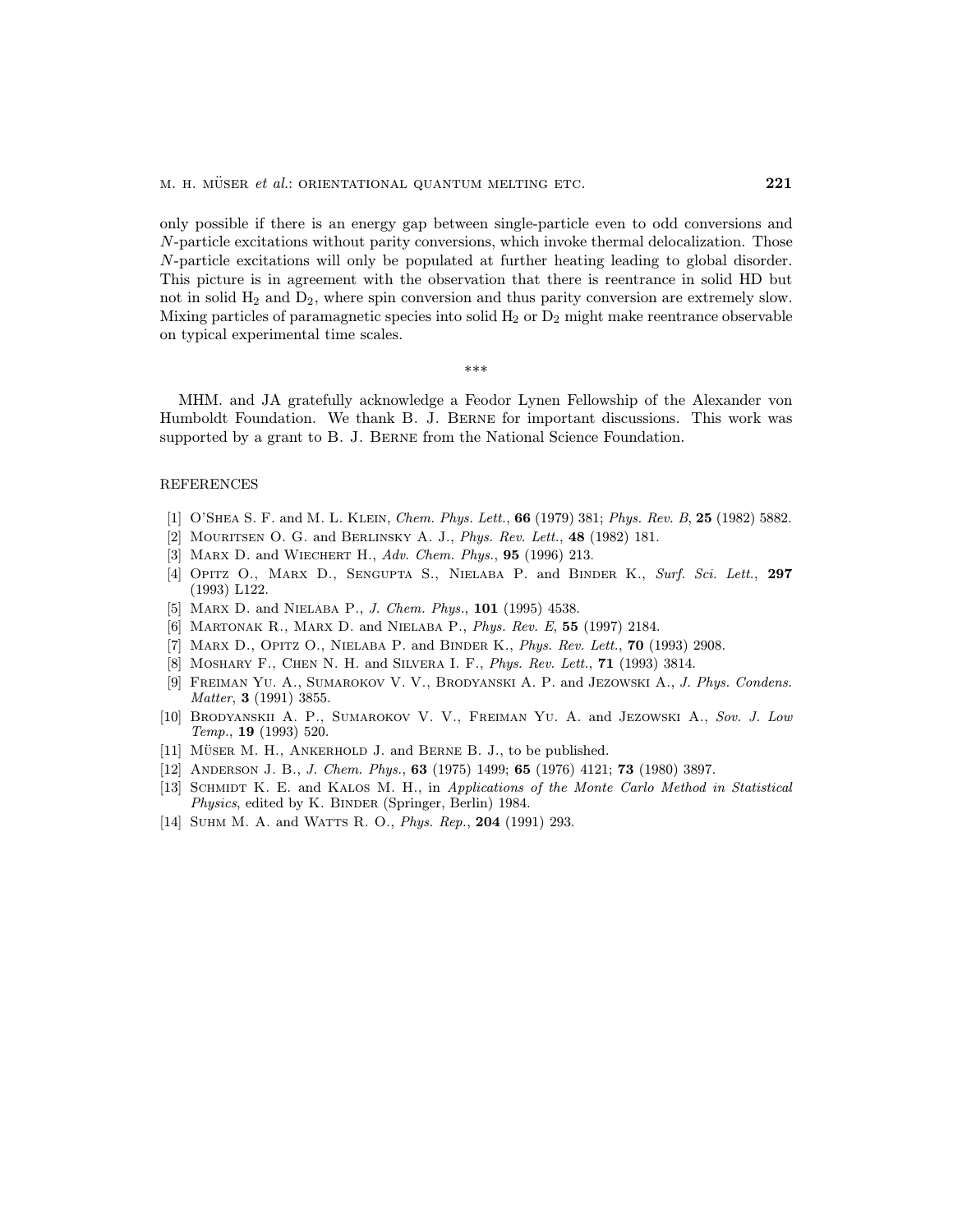only possible if there is an energy gap between single-particle even to odd conversions and $N$-particle excitations without parity conversions, which invoke thermal delocalization. Those $N$-particle excitations will only be populated at further heating leading to global disorder. This picture is in agreement with the observation that there is reentrance in solid HD but not in solid $H_2$ and $D_2$, where spin conversion and thus parity conversion are extremely slow. Mixing particles of paramagnetic species into solid $H_2$ or $D_2$ might make reentrance observable on typical experimental time scales.

\*\*\*

MHM. and JA gratefully acknowledge a Feodor Lynen Fellowship of the Alexander von Humboldt Foundation. We thank B. J. Berne for important discussions. This work was supported by a grant to B. J. Berne from the National Science Foundation.

REFERENCES

[1] O'Shea S. F. and M. L. Klein, *Chem. Phys. Lett.*, **66** (1979) 381; *Phys. Rev. B*, **25** (1982) 5882.

[2] Mouritsen O. G. and Berlinsky A. J., *Phys. Rev. Lett.*, **48** (1982) 181.

[3] Marx D. and Wiechert H., *Adv. Chem. Phys.*, **95** (1996) 213.

[4] Opitz O., Marx D., Sengupta S., Nielaba P. and Binder K., *Surf. Sci. Lett.*, **297** (1993) L122.

[5] Marx D. and Nielaba P., *J. Chem. Phys.*, **101** (1995) 4538.

[6] Martonak R., Marx D. and Nielaba P., *Phys. Rev. E*, **55** (1997) 2184.

[7] Marx D., Opitz O., Nielaba P. and Binder K., *Phys. Rev. Lett.*, **70** (1993) 2908.

[8] Moshary F., Chen N. H. and Silvera I. F., *Phys. Rev. Lett.*, **71** (1993) 3814.

[9] Freiman Yu. A., Sumarokov V. V., Brodyanski A. P. and Jezowski A., *J. Phys. Condens. Matter*, **3** (1991) 3855.

[10] Brodyanskii A. P., Sumarokov V. V., Freiman Yu. A. and Jezowski A., *Sov. J. Low Temp.*, **19** (1993) 520.

[11] Müser M. H., Ankerhold J. and Berne B. J., to be published.

[12] Anderson J. B., *J. Chem. Phys.*, **63** (1975) 1499; **65** (1976) 4121; **73** (1980) 3897.

[13] Schmidt K. E. and Kalos M. H., in *Applications of the Monte Carlo Method in Statistical Physics*, edited by K. Binder (Springer, Berlin) 1984.

[14] Suhm M. A. and Watts R. O., *Phys. Rep.*, **204** (1991) 293.